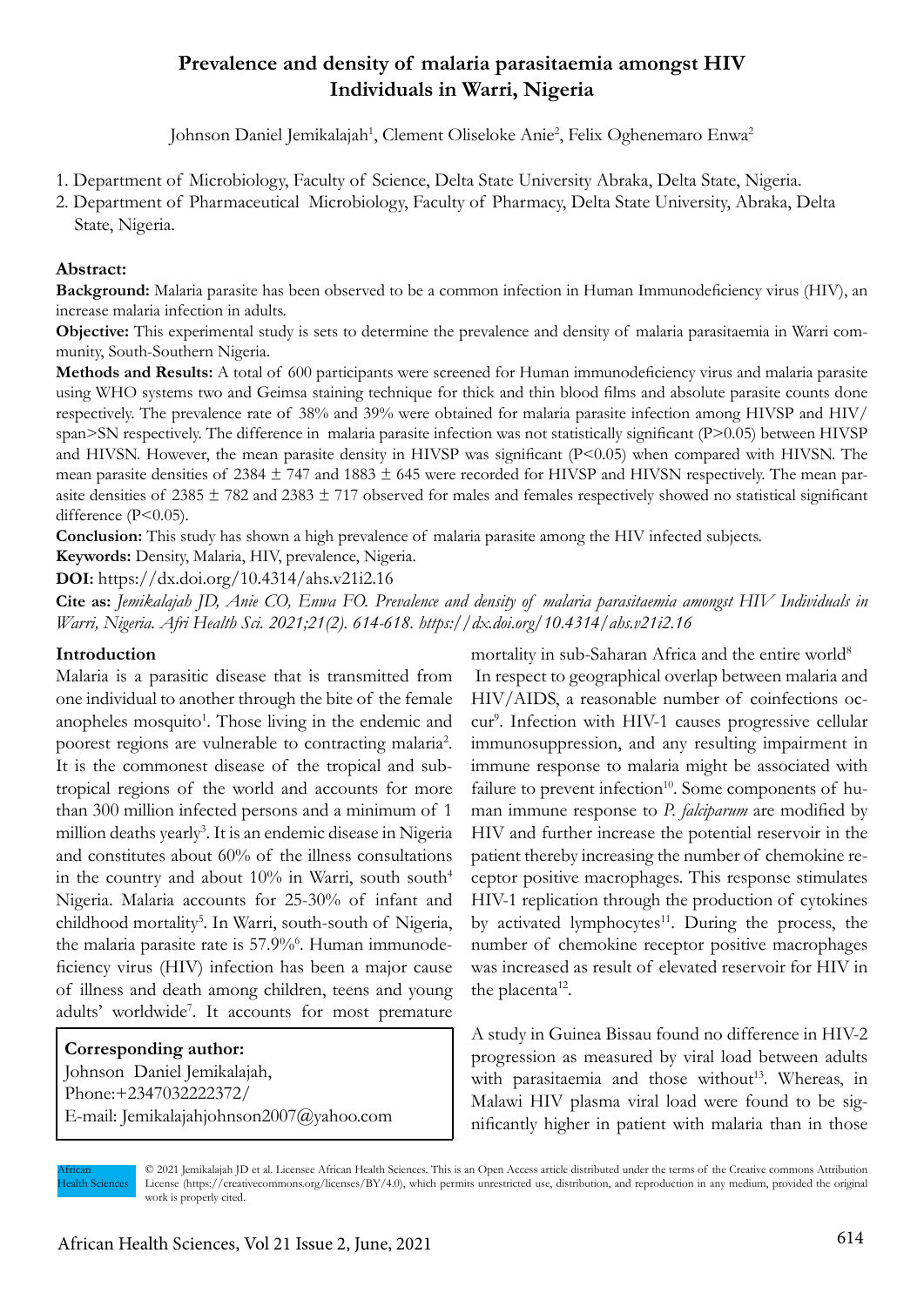# Prevalence and density of malaria parasitaemia amongst HIV Individuals in Warri, Nigeria

Johnson Daniel Jemikalajah[1], Clement Oliseloke Anie[2], Felix Oghenemaro Enwa[2]

1. Department of Microbiology, Faculty of Science, Delta State University Abraka, Delta State, Nigeria.
2. Department of Pharmaceutical Microbiology, Faculty of Pharmacy, Delta State University, Abraka, Delta State, Nigeria.

**Abstract:**

**Background:** Malaria parasite has been observed to be a common infection in Human Immunodeficiency virus (HIV), an increase malaria infection in adults.

**Objective:** This experimental study is sets to determine the prevalence and density of malaria parasitaemia in Warri community, South-Southern Nigeria.

**Methods and Results:** A total of 600 participants were screened for Human immunodeficiency virus and malaria parasite using WHO systems two and Geimsa staining technique for thick and thin blood films and absolute parasite counts done respectively. The prevalence rate of 38% and 39% were obtained for malaria parasite infection among HIVSP and HIV/span>SN respectively. The difference in malaria parasite infection was not statistically significant (P>0.05) between HIVSP and HIVSN. However, the mean parasite density in HIVSP was significant (P<0.05) when compared with HIVSN. The mean parasite densities of 2384 ± 747 and 1883 ± 645 were recorded for HIVSP and HIVSN respectively. The mean parasite densities of 2385 ± 782 and 2383 ± 717 observed for males and females respectively showed no statistical significant difference (P<0.05).

**Conclusion:** This study has shown a high prevalence of malaria parasite among the HIV infected subjects.

**Keywords:** Density, Malaria, HIV, prevalence, Nigeria.

**DOI:** https://dx.doi.org/10.4314/ahs.v21i2.16

**Cite as:** *Jemikalajah JD, Anie CO, Enwa FO. Prevalence and density of malaria parasitaemia amongst HIV Individuals in Warri, Nigeria. Afri Health Sci. 2021;21(2). 614-618. https://dx.doi.org/10.4314/ahs.v21i2.16*

## Introduction

Malaria is a parasitic disease that is transmitted from one individual to another through the bite of the female anopheles mosquito[1]. Those living in the endemic and poorest regions are vulnerable to contracting malaria[2]. It is the commonest disease of the tropical and sub-tropical regions of the world and accounts for more than 300 million infected persons and a minimum of 1 million deaths yearly[3]. It is an endemic disease in Nigeria and constitutes about 60% of the illness consultations in the country and about 10% in Warri, south south[4] Nigeria. Malaria accounts for 25-30% of infant and childhood mortality[5]. In Warri, south-south of Nigeria, the malaria parasite rate is 57.9%[6]. Human immunodeficiency virus (HIV) infection has been a major cause of illness and death among children, teens and young adults' worldwide[7]. It accounts for most premature mortality in sub-Saharan Africa and the entire world[8]

In respect to geographical overlap between malaria and HIV/AIDS, a reasonable number of coinfections occur[9]. Infection with HIV-1 causes progressive cellular immunosuppression, and any resulting impairment in immune response to malaria might be associated with failure to prevent infection[10]. Some components of human immune response to *P. falciparum* are modified by HIV and further increase the potential reservoir in the patient thereby increasing the number of chemokine receptor positive macrophages. This response stimulates HIV-1 replication through the production of cytokines by activated lymphocytes[11]. During the process, the number of chemokine receptor positive macrophages was increased as result of elevated reservoir for HIV in the placenta[12].

A study in Guinea Bissau found no difference in HIV-2 progression as measured by viral load between adults with parasitaemia and those without[13]. Whereas, in Malawi HIV plasma viral load were found to be significantly higher in patient with malaria than in those

**Corresponding author:**
Johnson Daniel Jemikalajah,
Phone:+2347032222372/
E-mail: Jemikalajahjohnson2007@yahoo.com

© 2021 Jemikalajah JD et al. Licensee African Health Sciences. This is an Open Access article distributed under the terms of the Creative commons Attribution License (https://creativecommons.org/licenses/BY/4.0), which permits unrestricted use, distribution, and reproduction in any medium, provided the original work is properly cited.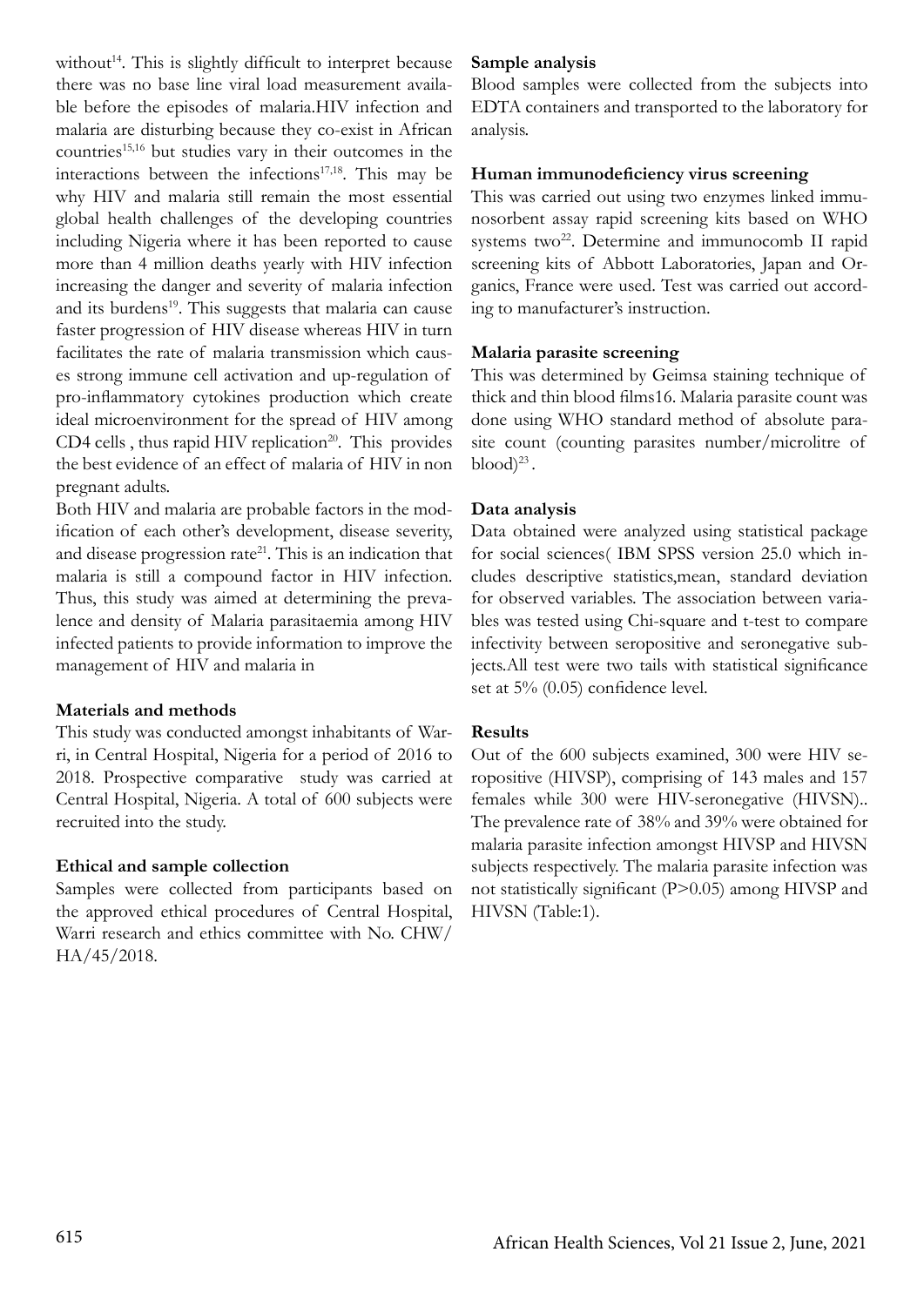without[14]. This is slightly difficult to interpret because there was no base line viral load measurement available before the episodes of malaria.HIV infection and malaria are disturbing because they co-exist in African countries[15,16] but studies vary in their outcomes in the interactions between the infections[17,18]. This may be why HIV and malaria still remain the most essential global health challenges of the developing countries including Nigeria where it has been reported to cause more than 4 million deaths yearly with HIV infection increasing the danger and severity of malaria infection and its burdens[19]. This suggests that malaria can cause faster progression of HIV disease whereas HIV in turn facilitates the rate of malaria transmission which causes strong immune cell activation and up-regulation of pro-inflammatory cytokines production which create ideal microenvironment for the spread of HIV among CD4 cells , thus rapid HIV replication[20]. This provides the best evidence of an effect of malaria of HIV in non pregnant adults.

Both HIV and malaria are probable factors in the modification of each other's development, disease severity, and disease progression rate[21]. This is an indication that malaria is still a compound factor in HIV infection. Thus, this study was aimed at determining the prevalence and density of Malaria parasitaemia among HIV infected patients to provide information to improve the management of HIV and malaria in

## Materials and methods

This study was conducted amongst inhabitants of Warri, in Central Hospital, Nigeria for a period of 2016 to 2018. Prospective comparative study was carried at Central Hospital, Nigeria. A total of 600 subjects were recruited into the study.

### Ethical and sample collection

Samples were collected from participants based on the approved ethical procedures of Central Hospital, Warri research and ethics committee with No. CHW/HA/45/2018.

### Sample analysis

Blood samples were collected from the subjects into EDTA containers and transported to the laboratory for analysis.

### Human immunodeficiency virus screening

This was carried out using two enzymes linked immunosorbent assay rapid screening kits based on WHO systems two[22]. Determine and immunocomb II rapid screening kits of Abbott Laboratories, Japan and Organics, France were used. Test was carried out according to manufacturer's instruction.

### Malaria parasite screening

This was determined by Geimsa staining technique of thick and thin blood films16. Malaria parasite count was done using WHO standard method of absolute parasite count (counting parasites number/microlitre of blood)[23].

### Data analysis

Data obtained were analyzed using statistical package for social sciences( IBM SPSS version 25.0 which includes descriptive statistics,mean, standard deviation for observed variables. The association between variables was tested using Chi-square and t-test to compare infectivity between seropositive and seronegative subjects.All test were two tails with statistical significance set at 5% (0.05) confidence level.

## Results

Out of the 600 subjects examined, 300 were HIV seropositive (HIVSP), comprising of 143 males and 157 females while 300 were HIV-seronegative (HIVSN).. The prevalence rate of 38% and 39% were obtained for malaria parasite infection amongst HIVSP and HIVSN subjects respectively. The malaria parasite infection was not statistically significant ($P>0.05$) among HIVSP and HIVSN (Table:1).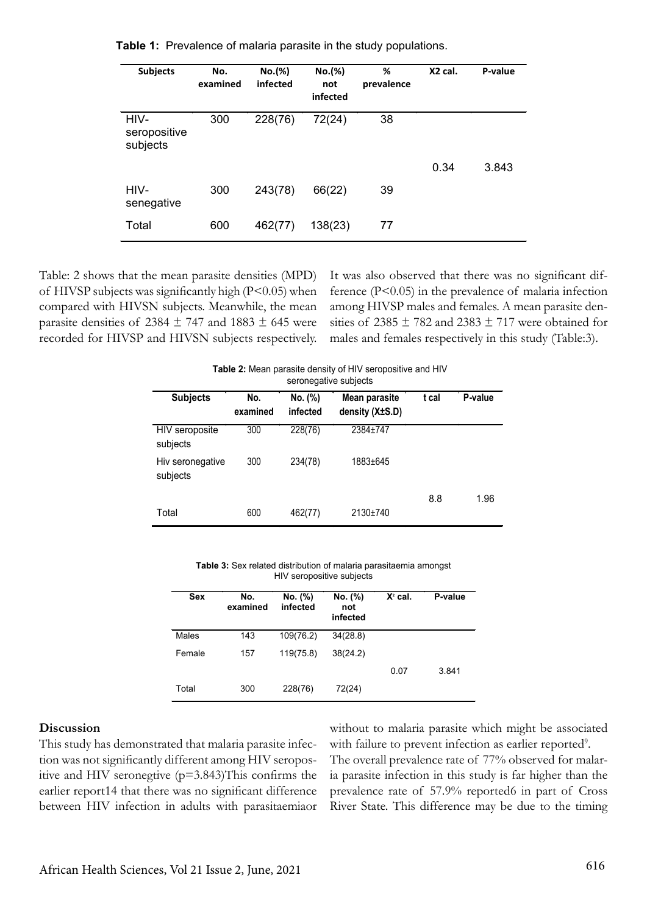**Table 1:** Prevalence of malaria parasite in the study populations.

| Subjects | No. examined | No.(%) infected | No.(%) not infected | % prevalence | X2 cal. | P-value |
|---|---|---|---|---|---|---|
| HIV-seropositive subjects | 300 | 228(76) | 72(24) | 38 | | |
| | | | | | 0.34 | 3.843 |
| HIV-senegative | 300 | 243(78) | 66(22) | 39 | | |
| Total | 600 | 462(77) | 138(23) | 77 | | |

Table: 2 shows that the mean parasite densities (MPD) of HIVSP subjects was significantly high (P<0.05) when compared with HIVSN subjects. Meanwhile, the mean parasite densities of 2384 ± 747 and 1883 ± 645 were recorded for HIVSP and HIVSN subjects respectively.

It was also observed that there was no significant difference (P<0.05) in the prevalence of malaria infection among HIVSP males and females. A mean parasite densities of 2385 ± 782 and 2383 ± 717 were obtained for males and females respectively in this study (Table:3).

**Table 2:** Mean parasite density of HIV seropositive and HIV seronegative subjects

| Subjects | No. examined | No. (%) infected | Mean parasite density (X±S.D) | t cal | P-value |
|---|---|---|---|---|---|
| HIV seroposite subjects | 300 | 228(76) | 2384±747 | | |
| Hiv seronegative subjects | 300 | 234(78) | 1883±645 | | |
| | | | | 8.8 | 1.96 |
| Total | 600 | 462(77) | 2130±740 | | |

**Table 3:** Sex related distribution of malaria parasitaemia amongst HIV seropositive subjects

| Sex | No. examined | No. (%) infected | No. (%) not infected | $X^2$ cal. | P-value |
|---|---|---|---|---|---|
| Males | 143 | 109(76.2) | 34(28.8) | | |
| Female | 157 | 119(75.8) | 38(24.2) | | |
| | | | | 0.07 | 3.841 |
| Total | 300 | 228(76) | 72(24) | | |

## Discussion

This study has demonstrated that malaria parasite infection was not significantly different among HIV seropositive and HIV seronegtive (p=3.843)This confirms the earlier report14 that there was no significant difference between HIV infection in adults with parasitaemiaor without to malaria parasite which might be associated with failure to prevent infection as earlier reported[9].

The overall prevalence rate of 77% observed for malaria parasite infection in this study is far higher than the prevalence rate of 57.9% reported6 in part of Cross River State. This difference may be due to the timing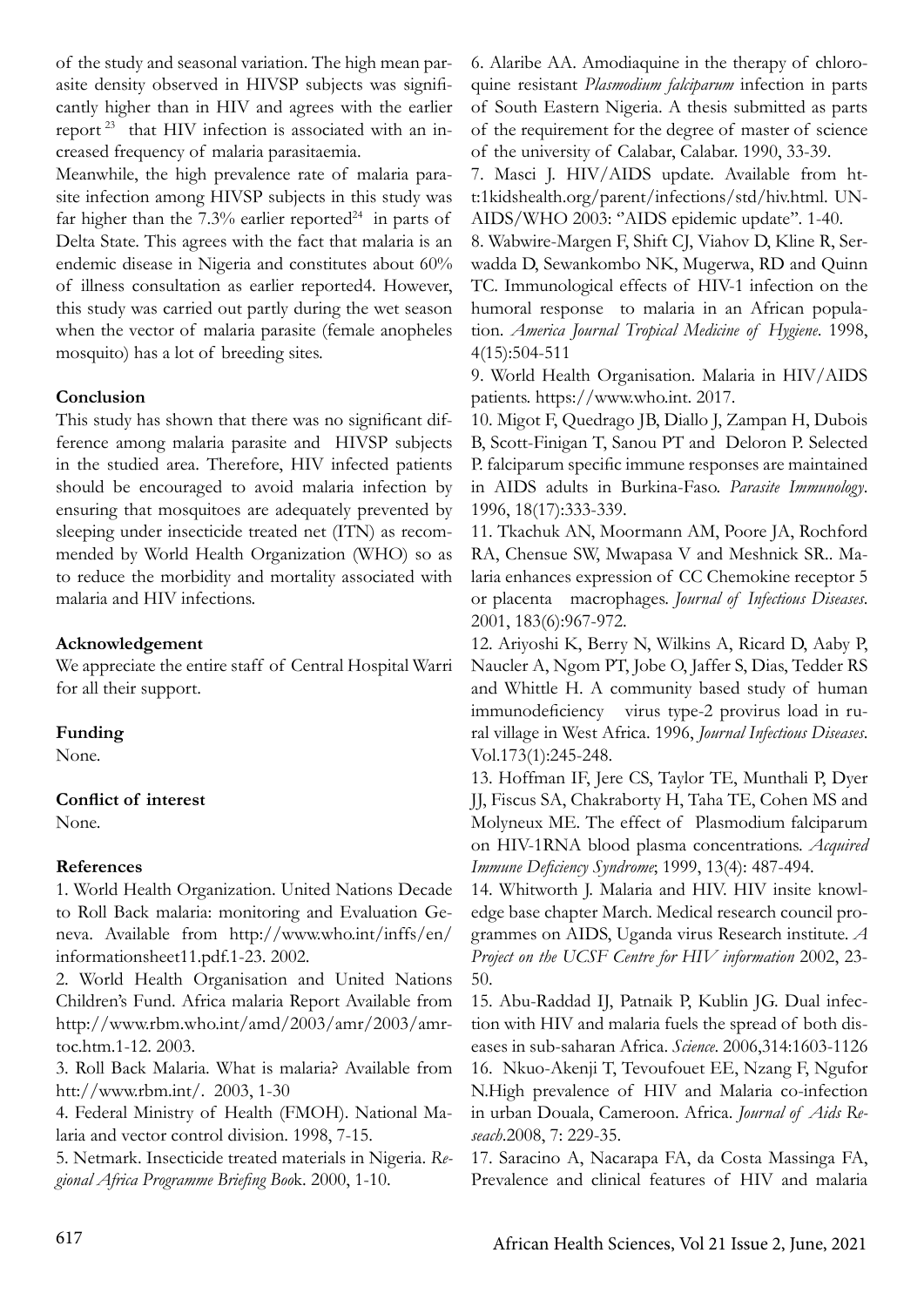of the study and seasonal variation. The high mean parasite density observed in HIVSP subjects was significantly higher than in HIV and agrees with the earlier report [23] that HIV infection is associated with an increased frequency of malaria parasitaemia.

Meanwhile, the high prevalence rate of malaria parasite infection among HIVSP subjects in this study was far higher than the 7.3% earlier reported[24] in parts of Delta State. This agrees with the fact that malaria is an endemic disease in Nigeria and constitutes about 60% of illness consultation as earlier reported4. However, this study was carried out partly during the wet season when the vector of malaria parasite (female anopheles mosquito) has a lot of breeding sites.

**Conclusion**

This study has shown that there was no significant difference among malaria parasite and HIVSP subjects in the studied area. Therefore, HIV infected patients should be encouraged to avoid malaria infection by ensuring that mosquitoes are adequately prevented by sleeping under insecticide treated net (ITN) as recommended by World Health Organization (WHO) so as to reduce the morbidity and mortality associated with malaria and HIV infections.

**Acknowledgement**

We appreciate the entire staff of Central Hospital Warri for all their support.

**Funding**

None.

**Conflict of interest**

None.

**References**

1. World Health Organization. United Nations Decade to Roll Back malaria: monitoring and Evaluation Geneva. Available from http://www.who.int/inffs/en/informationsheet11.pdf.1-23. 2002.

2. World Health Organisation and United Nations Children's Fund. Africa malaria Report Available from http://www.rbm.who.int/amd/2003/amr/2003/amr-toc.htm.1-12. 2003.

3. Roll Back Malaria. What is malaria? Available from htt://www.rbm.int/. 2003, 1-30

4. Federal Ministry of Health (FMOH). National Malaria and vector control division. 1998, 7-15.

5. Netmark. Insecticide treated materials in Nigeria. *Regional Africa Programme Briefing Book*. 2000, 1-10.

6. Alaribe AA. Amodiaquine in the therapy of chloroquine resistant *Plasmodium falciparum* infection in parts of South Eastern Nigeria. A thesis submitted as parts of the requirement for the degree of master of science of the university of Calabar, Calabar. 1990, 33-39.

7. Masci J. HIV/AIDS update. Available from htt:1kidshealth.org/parent/infections/std/hiv.html. UNAIDS/WHO 2003: "AIDS epidemic update". 1-40.

8. Wabwire-Margen F, Shift CJ, Viahov D, Kline R, Serwadda D, Sewankombo NK, Mugerwa, RD and Quinn TC. Immunological effects of HIV-1 infection on the humoral response to malaria in an African population. *America Journal Tropical Medicine of Hygiene*. 1998, 4(15):504-511

9. World Health Organisation. Malaria in HIV/AIDS patients. https://www.who.int. 2017.

10. Migot F, Quedrago JB, Diallo J, Zampan H, Dubois B, Scott-Finigan T, Sanou PT and Deloron P. Selected P. falciparum specific immune responses are maintained in AIDS adults in Burkina-Faso. *Parasite Immunology*. 1996, 18(17):333-339.

11. Tkachuk AN, Moormann AM, Poore JA, Rochford RA, Chensue SW, Mwapasa V and Meshnick SR.. Malaria enhances expression of CC Chemokine receptor 5 or placenta macrophages. *Journal of Infectious Diseases*. 2001, 183(6):967-972.

12. Ariyoshi K, Berry N, Wilkins A, Ricard D, Aaby P, Naucler A, Ngom PT, Jobe O, Jaffer S, Dias, Tedder RS and Whittle H. A community based study of human immunodeficiency virus type-2 provirus load in rural village in West Africa. 1996, *Journal Infectious Diseases*. Vol.173(1):245-248.

13. Hoffman IF, Jere CS, Taylor TE, Munthali P, Dyer JJ, Fiscus SA, Chakraborty H, Taha TE, Cohen MS and Molyneux ME. The effect of Plasmodium falciparum on HIV-1RNA blood plasma concentrations. *Acquired Immune Deficiency Syndrome*; 1999, 13(4): 487-494.

14. Whitworth J. Malaria and HIV. HIV insite knowledge base chapter March. Medical research council programmes on AIDS, Uganda virus Research institute. *A Project on the UCSF Centre for HIV information* 2002, 23-50.

15. Abu-Raddad IJ, Patnaik P, Kublin JG. Dual infection with HIV and malaria fuels the spread of both diseases in sub-saharan Africa. *Science*. 2006,314:1603-1126

16. Nkuo-Akenji T, Tevoufouet EE, Nzang F, Ngufor N.High prevalence of HIV and Malaria co-infection in urban Douala, Cameroon. Africa. *Journal of Aids Reseach*.2008, 7: 229-35.

17. Saracino A, Nacarapa FA, da Costa Massinga FA, Prevalence and clinical features of HIV and malaria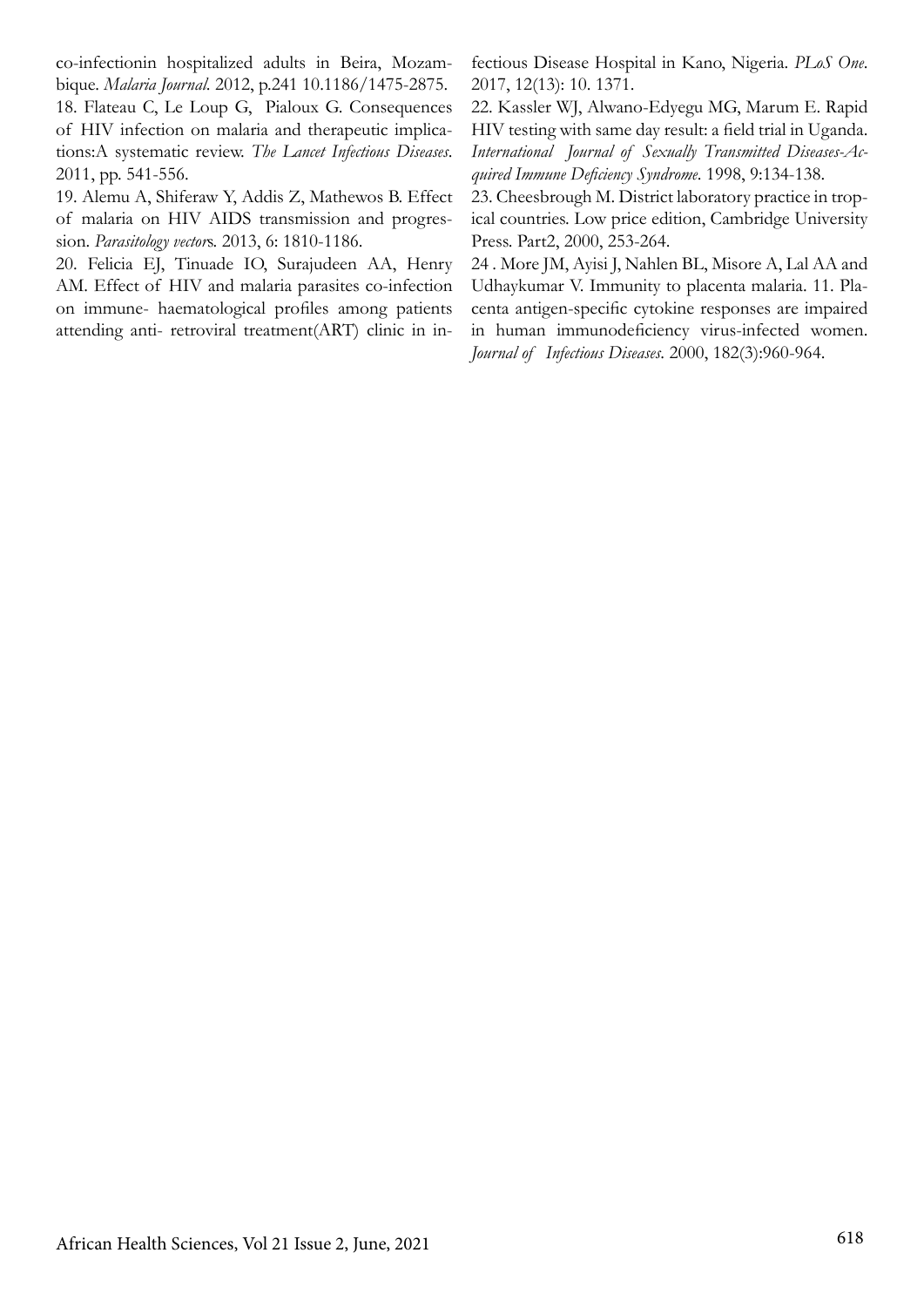co-infectionin hospitalized adults in Beira, Mozambique. *Malaria Journal*. 2012, p.241 10.1186/1475-2875.

18. Flateau C, Le Loup G, Pialoux G. Consequences of HIV infection on malaria and therapeutic implications:A systematic review. *The Lancet Infectious Diseases*. 2011, pp. 541-556.

19. Alemu A, Shiferaw Y, Addis Z, Mathewos B. Effect of malaria on HIV AIDS transmission and progression. *Parasitology vector*s. 2013, 6: 1810-1186.

20. Felicia EJ, Tinuade IO, Surajudeen AA, Henry AM. Effect of HIV and malaria parasites co-infection on immune- haematological profiles among patients attending anti- retroviral treatment(ART) clinic in infectious Disease Hospital in Kano, Nigeria. *PLoS One*. 2017, 12(13): 10. 1371.

22. Kassler WJ, Alwano-Edyegu MG, Marum E. Rapid HIV testing with same day result: a field trial in Uganda. *International Journal of Sexually Transmitted Diseases-Acquired Immune Deficiency Syndrome*. 1998, 9:134-138.

23. Cheesbrough M. District laboratory practice in tropical countries. Low price edition, Cambridge University Press. Part2, 2000, 253-264.

24 . More JM, Ayisi J, Nahlen BL, Misore A, Lal AA and Udhaykumar V. Immunity to placenta malaria. 11. Placenta antigen-specific cytokine responses are impaired in human immunodeficiency virus-infected women. *Journal of Infectious Diseases*. 2000, 182(3):960-964.